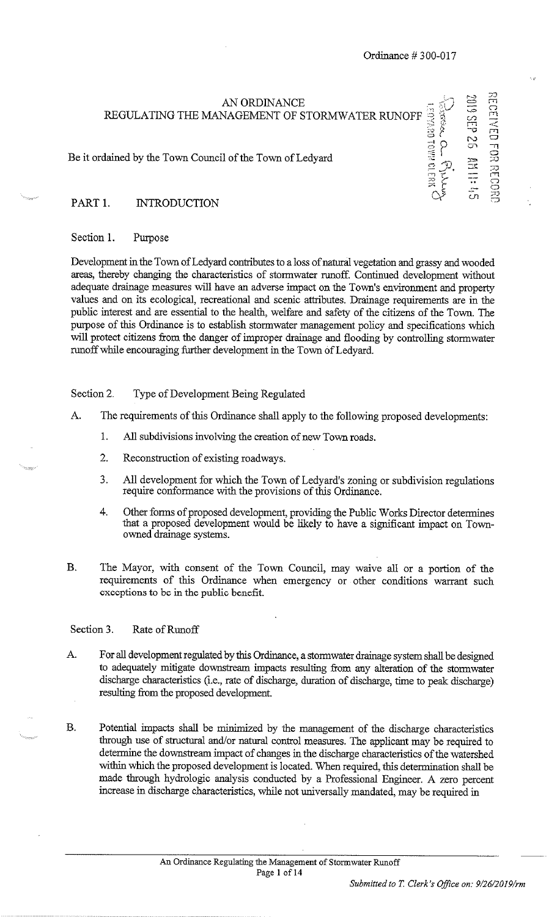Ordinance # 300-017

# AN ORDINANCE
# REGULATING THE MANAGEMENT OF STORMWATER RUNOFF

RECEIVED FOR RECORD
2019 SEP 26 AM 11:45
LEDYARD TOWN CLERK

Be it ordained by the Town Council of the Town of Ledyard

## PART 1. INTRODUCTION

### Section 1. Purpose

Development in the Town of Ledyard contributes to a loss of natural vegetation and grassy and wooded areas, thereby changing the characteristics of stormwater runoff. Continued development without adequate drainage measures will have an adverse impact on the Town's environment and property values and on its ecological, recreational and scenic attributes. Drainage requirements are in the public interest and are essential to the health, welfare and safety of the citizens of the Town. The purpose of this Ordinance is to establish stormwater management policy and specifications which will protect citizens from the danger of improper drainage and flooding by controlling stormwater runoff while encouraging further development in the Town of Ledyard.

### Section 2. Type of Development Being Regulated

A. The requirements of this Ordinance shall apply to the following proposed developments:

1. All subdivisions involving the creation of new Town roads.

2. Reconstruction of existing roadways.

3. All development for which the Town of Ledyard's zoning or subdivision regulations require conformance with the provisions of this Ordinance.

4. Other forms of proposed development, providing the Public Works Director determines that a proposed development would be likely to have a significant impact on Town-owned drainage systems.

B. The Mayor, with consent of the Town Council, may waive all or a portion of the requirements of this Ordinance when emergency or other conditions warrant such exceptions to be in the public benefit.

### Section 3. Rate of Runoff

A. For all development regulated by this Ordinance, a stormwater drainage system shall be designed to adequately mitigate downstream impacts resulting from any alteration of the stormwater discharge characteristics (i.e., rate of discharge, duration of discharge, time to peak discharge) resulting from the proposed development.

B. Potential impacts shall be minimized by the management of the discharge characteristics through use of structural and/or natural control measures. The applicant may be required to determine the downstream impact of changes in the discharge characteristics of the watershed within which the proposed development is located. When required, this determination shall be made through hydrologic analysis conducted by a Professional Engineer. A zero percent increase in discharge characteristics, while not universally mandated, may be required in

*Submitted to T. Clerk's Office on: 9/26/2019/rm*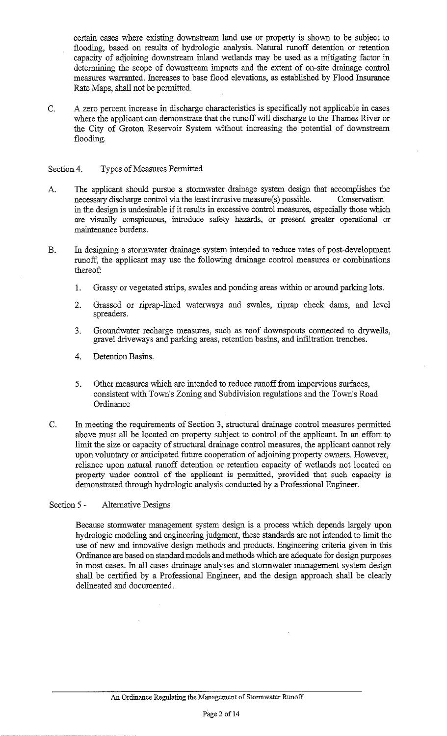certain cases where existing downstream land use or property is shown to be subject to flooding, based on results of hydrologic analysis. Natural runoff detention or retention capacity of adjoining downstream inland wetlands may be used as a mitigating factor in determining the scope of downstream impacts and the extent of on-site drainage control measures warranted. Increases to base flood elevations, as established by Flood Insurance Rate Maps, shall not be permitted.

C. A zero percent increase in discharge characteristics is specifically not applicable in cases where the applicant can demonstrate that the runoff will discharge to the Thames River or the City of Groton Reservoir System without increasing the potential of downstream flooding.

Section 4. Types of Measures Permitted

A. The applicant should pursue a stormwater drainage system design that accomplishes the necessary discharge control via the least intrusive measure(s) possible. Conservatism in the design is undesirable if it results in excessive control measures, especially those which are visually conspicuous, introduce safety hazards, or present greater operational or maintenance burdens.

B. In designing a stormwater drainage system intended to reduce rates of post-development runoff, the applicant may use the following drainage control measures or combinations thereof:

1. Grassy or vegetated strips, swales and ponding areas within or around parking lots.
2. Grassed or riprap-lined waterways and swales, riprap check dams, and level spreaders.
3. Groundwater recharge measures, such as roof downspouts connected to drywells, gravel driveways and parking areas, retention basins, and infiltration trenches.
4. Detention Basins.
5. Other measures which are intended to reduce runoff from impervious surfaces, consistent with Town's Zoning and Subdivision regulations and the Town's Road Ordinance

C. In meeting the requirements of Section 3, structural drainage control measures permitted above must all be located on property subject to control of the applicant. In an effort to limit the size or capacity of structural drainage control measures, the applicant cannot rely upon voluntary or anticipated future cooperation of adjoining property owners. However, reliance upon natural runoff detention or retention capacity of wetlands not located on property under control of the applicant is permitted, provided that such capacity is demonstrated through hydrologic analysis conducted by a Professional Engineer.

Section 5 - Alternative Designs

Because stormwater management system design is a process which depends largely upon hydrologic modeling and engineering judgment, these standards are not intended to limit the use of new and innovative design methods and products. Engineering criteria given in this Ordinance are based on standard models and methods which are adequate for design purposes in most cases. In all cases drainage analyses and stormwater management system design shall be certified by a Professional Engineer, and the design approach shall be clearly delineated and documented.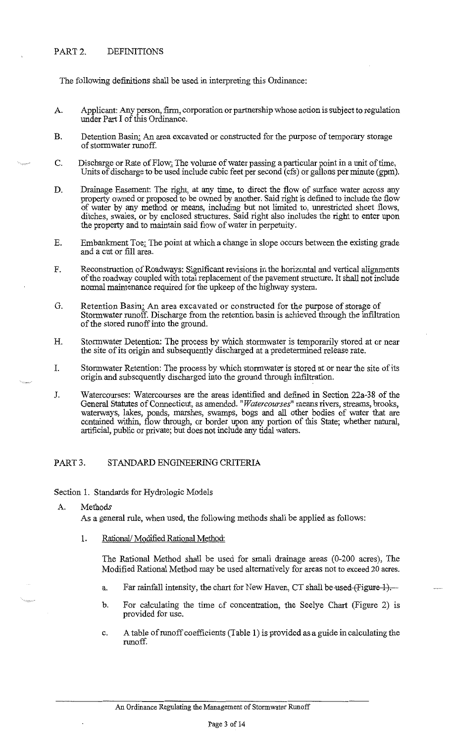## PART 2. DEFINITIONS

The following definitions shall be used in interpreting this Ordinance:

A. Applicant: Any person, firm, corporation or partnership whose action is subject to regulation under Part I of this Ordinance.

B. Detention Basin: An area excavated or constructed for the purpose of temporary storage of stormwater runoff.

C. Discharge or Rate of Flow: The volume of water passing a particular point in a unit of time, Units of discharge to be used include cubic feet per second (cfs) or gallons per minute (gpm).

D. Drainage Easement: The right, at any time, to direct the flow of surface water across any property owned or proposed to be owned by another. Said right is defined to include the flow of water by any method or means, including but not limited to, unrestricted sheet flows, ditches, swales, or by enclosed structures. Said right also includes the right to enter upon the property and to maintain said flow of water in perpetuity.

E. Embankment Toe: The point at which a change in slope occurs between the existing grade and a cut or fill area.

F. Reconstruction of Roadways: Significant revisions in the horizontal and vertical alignments of the roadway coupled with total replacement of the pavement structure. It shall not include normal maintenance required for the upkeep of the highway system.

G. Retention Basin: An area excavated or constructed for the purpose of storage of Stormwater runoff. Discharge from the retention basin is achieved through the infiltration of the stored runoff into the ground.

H. Stormwater Detention: The process by which stormwater is temporarily stored at or near the site of its origin and subsequently discharged at a predetermined release rate.

I. Stormwater Retention: The process by which stormwater is stored at or near the site of its origin and subsequently discharged into the ground through infiltration.

J. Watercourses: Watercourses are the areas identified and defined in Section 22a-38 of the General Statutes of Connecticut, as amended. "*Watercourses*" means rivers, streams, brooks, waterways, lakes, ponds, marshes, swamps, bogs and all other bodies of water that are contained within, flow through, or border upon any portion of this State; whether natural, artificial, public or private; but does not include any tidal waters.

## PART 3. STANDARD ENGINEERING CRITERIA

### Section 1. Standards for Hydrologic Models

A. Methods

As a general rule, when used, the following methods shall be applied as follows:

1. Rational/ Modified Rational Method:

   The Rational Method shall be used for small drainage areas (0-200 acres), The Modified Rational Method may be used alternatively for areas not to exceed 20 acres.

   a. Far rainfall intensity, the chart for New Haven, CT shall be ~~used (Figure 1).~~

   b. For calculating the time of concentration, the Seelye Chart (Figure 2) is provided for use.

   c. A table of runoff coefficients (Table 1) is provided as a guide in calculating the runoff.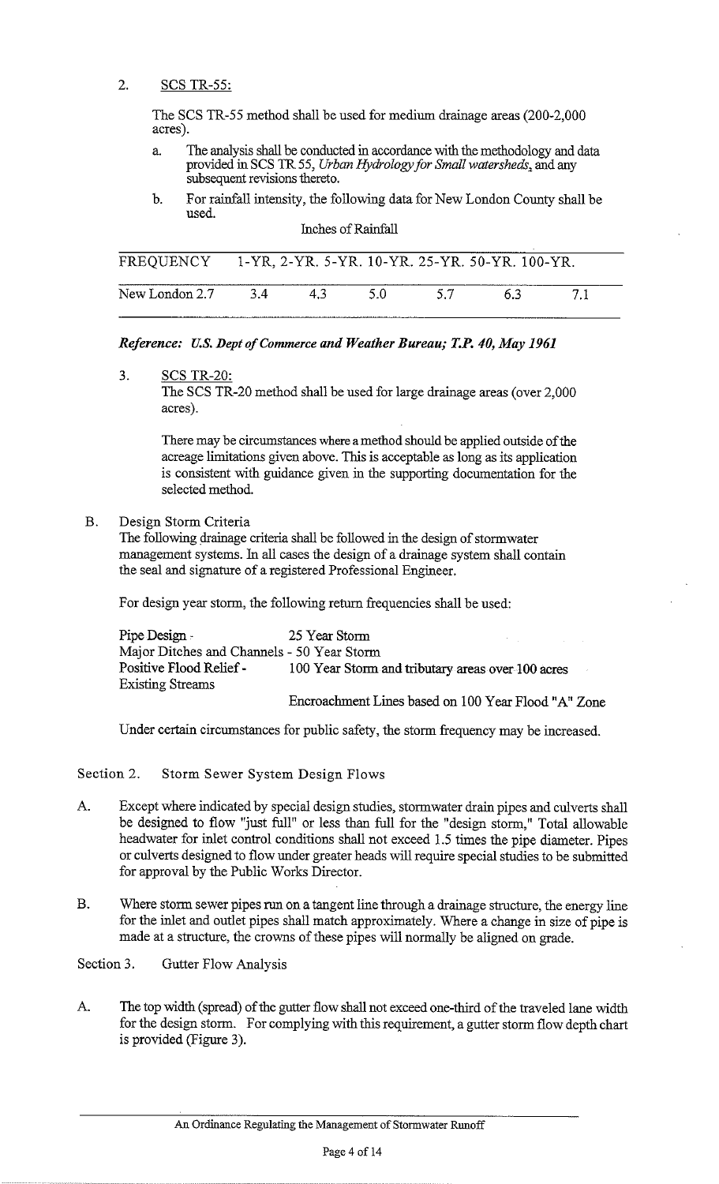2. SCS TR-55:

   The SCS TR-55 method shall be used for medium drainage areas (200-2,000 acres).

   a. The analysis shall be conducted in accordance with the methodology and data provided in SCS TR 55, *Urban Hydrology for Small watersheds*, and any subsequent revisions thereto.

   b. For rainfall intensity, the following data for New London County shall be used.

Inches of Rainfall

| FREQUENCY | 1-YR, | 2-YR. | 5-YR. | 10-YR. | 25-YR. | 50-YR. | 100-YR. |
|---|---|---|---|---|---|---|---|
| New London | 2.7 | 3.4 | 4.3 | 5.0 | 5.7 | 6.3 | 7.1 |

***Reference: U.S. Dept of Commerce and Weather Bureau; T.P. 40, May 1961***

3. SCS TR-20:

   The SCS TR-20 method shall be used for large drainage areas (over 2,000 acres).

   There may be circumstances where a method should be applied outside of the acreage limitations given above. This is acceptable as long as its application is consistent with guidance given in the supporting documentation for the selected method.

B. Design Storm Criteria

The following drainage criteria shall be followed in the design of stormwater management systems. In all cases the design of a drainage system shall contain the seal and signature of a registered Professional Engineer.

For design year storm, the following return frequencies shall be used:

Pipe Design - 25 Year Storm
Major Ditches and Channels - 50 Year Storm
Positive Flood Relief - 100 Year Storm and tributary areas over 100 acres
Existing Streams
Encroachment Lines based on 100 Year Flood "A" Zone

Under certain circumstances for public safety, the storm frequency may be increased.

## Section 2. Storm Sewer System Design Flows

A. Except where indicated by special design studies, stormwater drain pipes and culverts shall be designed to flow "just full" or less than full for the "design storm," Total allowable headwater for inlet control conditions shall not exceed 1.5 times the pipe diameter. Pipes or culverts designed to flow under greater heads will require special studies to be submitted for approval by the Public Works Director.

B. Where storm sewer pipes run on a tangent line through a drainage structure, the energy line for the inlet and outlet pipes shall match approximately. Where a change in size of pipe is made at a structure, the crowns of these pipes will normally be aligned on grade.

## Section 3. Gutter Flow Analysis

A. The top width (spread) of the gutter flow shall not exceed one-third of the traveled lane width for the design storm. For complying with this requirement, a gutter storm flow depth chart is provided (Figure 3).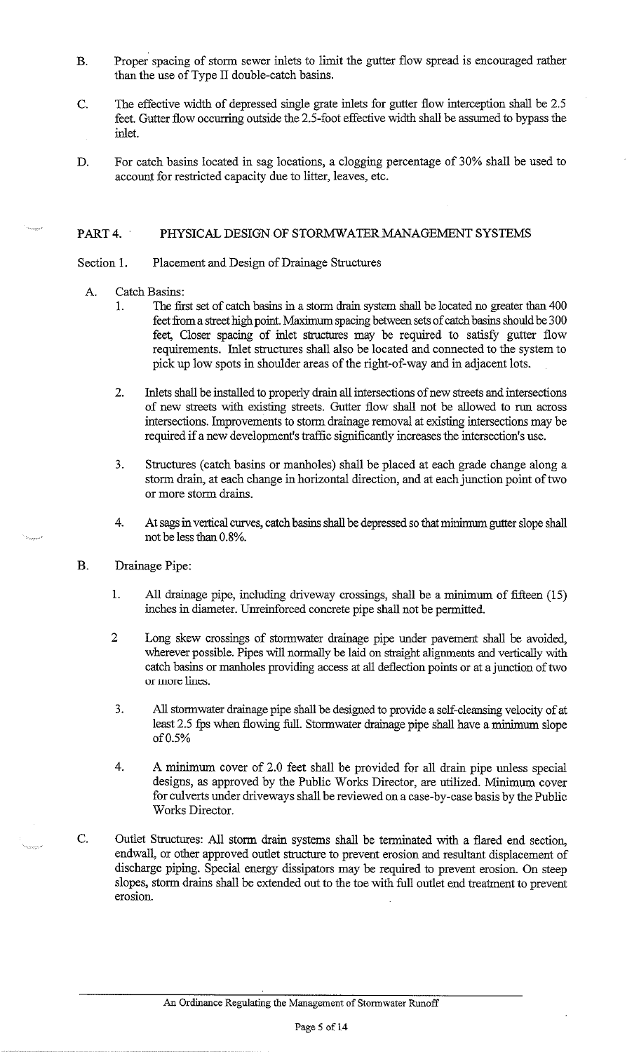B. Proper spacing of storm sewer inlets to limit the gutter flow spread is encouraged rather than the use of Type II double-catch basins.

C. The effective width of depressed single grate inlets for gutter flow interception shall be 2.5 feet. Gutter flow occurring outside the 2.5-foot effective width shall be assumed to bypass the inlet.

D. For catch basins located in sag locations, a clogging percentage of 30% shall be used to account for restricted capacity due to litter, leaves, etc.

## PART 4. PHYSICAL DESIGN OF STORMWATER MANAGEMENT SYSTEMS

### Section 1. Placement and Design of Drainage Structures

A. Catch Basins:

1. The first set of catch basins in a storm drain system shall be located no greater than 400 feet from a street high point. Maximum spacing between sets of catch basins should be 300 feet, Closer spacing of inlet structures may be required to satisfy gutter flow requirements. Inlet structures shall also be located and connected to the system to pick up low spots in shoulder areas of the right-of-way and in adjacent lots.

2. Inlets shall be installed to properly drain all intersections of new streets and intersections of new streets with existing streets. Gutter flow shall not be allowed to run across intersections. Improvements to storm drainage removal at existing intersections may be required if a new development's traffic significantly increases the intersection's use.

3. Structures (catch basins or manholes) shall be placed at each grade change along a storm drain, at each change in horizontal direction, and at each junction point of two or more storm drains.

4. At sags in vertical curves, catch basins shall be depressed so that minimum gutter slope shall not be less than 0.8%.

B. Drainage Pipe:

1. All drainage pipe, including driveway crossings, shall be a minimum of fifteen (15) inches in diameter. Unreinforced concrete pipe shall not be permitted.

2 Long skew crossings of stormwater drainage pipe under pavement shall be avoided, wherever possible. Pipes will normally be laid on straight alignments and vertically with catch basins or manholes providing access at all deflection points or at a junction of two or more lines.

3. All stormwater drainage pipe shall be designed to provide a self-cleansing velocity of at least 2.5 fps when flowing full. Stormwater drainage pipe shall have a minimum slope of 0.5%

4. A minimum cover of 2.0 feet shall be provided for all drain pipe unless special designs, as approved by the Public Works Director, are utilized. Minimum cover for culverts under driveways shall be reviewed on a case-by-case basis by the Public Works Director.

C. Outlet Structures: All storm drain systems shall be terminated with a flared end section, endwall, or other approved outlet structure to prevent erosion and resultant displacement of discharge piping. Special energy dissipators may be required to prevent erosion. On steep slopes, storm drains shall be extended out to the toe with full outlet end treatment to prevent erosion.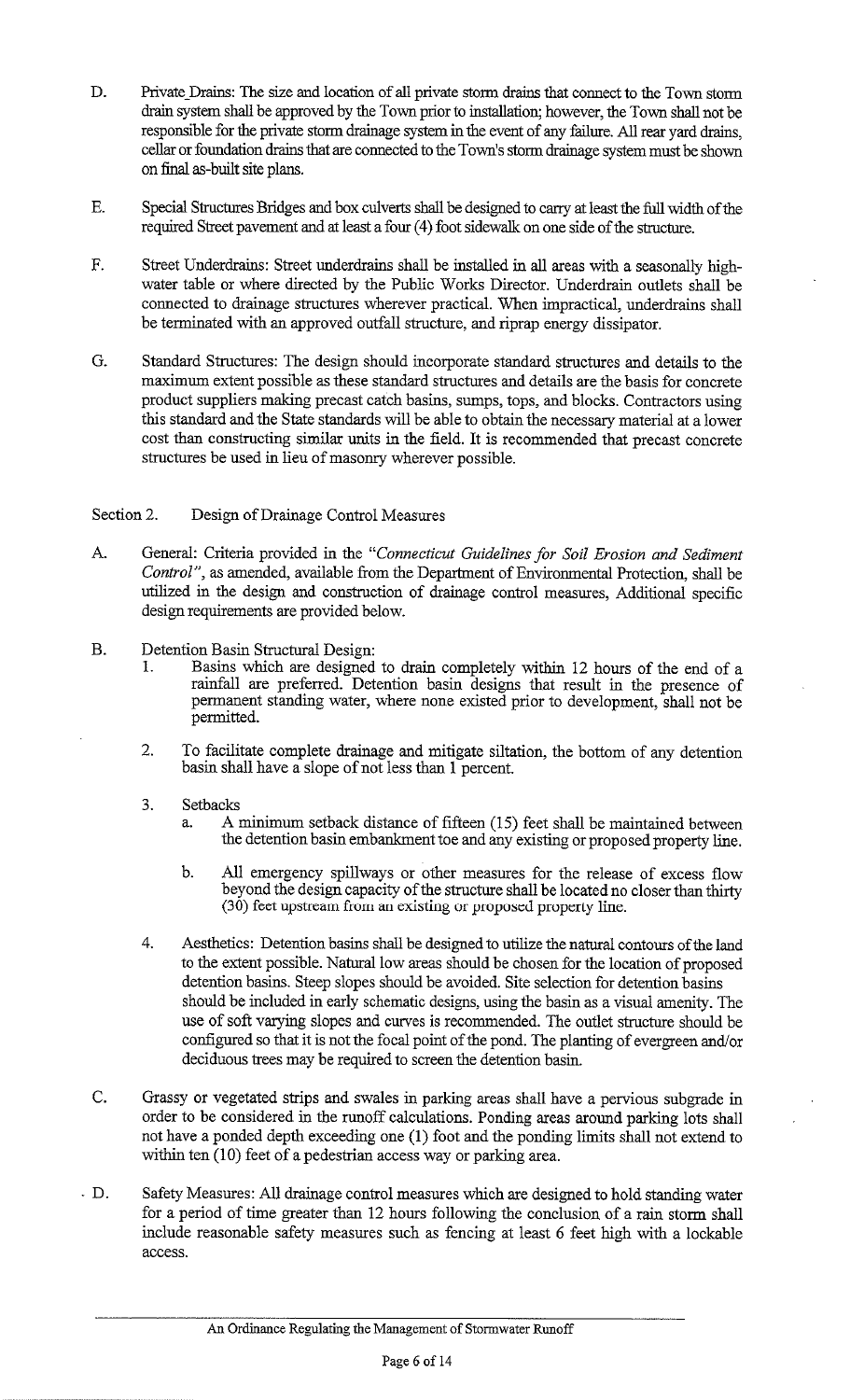D. Private_Drains: The size and location of all private storm drains that connect to the Town storm drain system shall be approved by the Town prior to installation; however, the Town shall not be responsible for the private storm drainage system in the event of any failure. All rear yard drains, cellar or foundation drains that are connected to the Town's storm drainage system must be shown on final as-built site plans.

E. Special Structures Bridges and box culverts shall be designed to carry at least the full width of the required Street pavement and at least a four (4) foot sidewalk on one side of the structure.

F. Street Underdrains: Street underdrains shall be installed in all areas with a seasonally high-water table or where directed by the Public Works Director. Underdrain outlets shall be connected to drainage structures wherever practical. When impractical, underdrains shall be terminated with an approved outfall structure, and riprap energy dissipator.

G. Standard Structures: The design should incorporate standard structures and details to the maximum extent possible as these standard structures and details are the basis for concrete product suppliers making precast catch basins, sumps, tops, and blocks. Contractors using this standard and the State standards will be able to obtain the necessary material at a lower cost than constructing similar units in the field. It is recommended that precast concrete structures be used in lieu of masonry wherever possible.

## Section 2. Design of Drainage Control Measures

A. General: Criteria provided in the *"Connecticut Guidelines for Soil Erosion and Sediment Control"*, as amended, available from the Department of Environmental Protection, shall be utilized in the design and construction of drainage control measures, Additional specific design requirements are provided below.

B. Detention Basin Structural Design:

1. Basins which are designed to drain completely within 12 hours of the end of a rainfall are preferred. Detention basin designs that result in the presence of permanent standing water, where none existed prior to development, shall not be permitted.

2. To facilitate complete drainage and mitigate siltation, the bottom of any detention basin shall have a slope of not less than 1 percent.

3. Setbacks
   a. A minimum setback distance of fifteen (15) feet shall be maintained between the detention basin embankment toe and any existing or proposed property line.

   b. All emergency spillways or other measures for the release of excess flow beyond the design capacity of the structure shall be located no closer than thirty (30) feet upstream from an existing or proposed property line.

4. Aesthetics: Detention basins shall be designed to utilize the natural contours of the land to the extent possible. Natural low areas should be chosen for the location of proposed detention basins. Steep slopes should be avoided. Site selection for detention basins should be included in early schematic designs, using the basin as a visual amenity. The use of soft varying slopes and curves is recommended. The outlet structure should be configured so that it is not the focal point of the pond. The planting of evergreen and/or deciduous trees may be required to screen the detention basin.

C. Grassy or vegetated strips and swales in parking areas shall have a pervious subgrade in order to be considered in the runoff calculations. Ponding areas around parking lots shall not have a ponded depth exceeding one (1) foot and the ponding limits shall not extend to within ten (10) feet of a pedestrian access way or parking area.

D. Safety Measures: All drainage control measures which are designed to hold standing water for a period of time greater than 12 hours following the conclusion of a rain storm shall include reasonable safety measures such as fencing at least 6 feet high with a lockable access.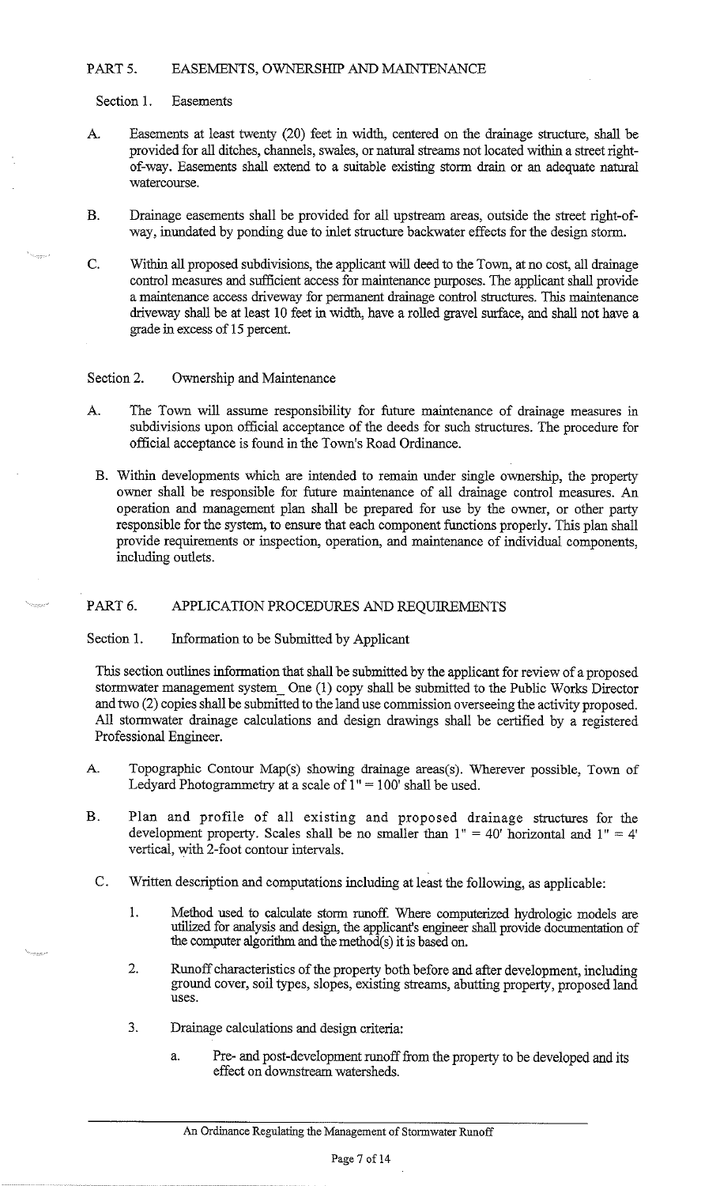## PART 5. EASEMENTS, OWNERSHIP AND MAINTENANCE

### Section 1. Easements

A. Easements at least twenty (20) feet in width, centered on the drainage structure, shall be provided for all ditches, channels, swales, or natural streams not located within a street right-of-way. Easements shall extend to a suitable existing storm drain or an adequate natural watercourse.

B. Drainage easements shall be provided for all upstream areas, outside the street right-of-way, inundated by ponding due to inlet structure backwater effects for the design storm.

C. Within all proposed subdivisions, the applicant will deed to the Town, at no cost, all drainage control measures and sufficient access for maintenance purposes. The applicant shall provide a maintenance access driveway for permanent drainage control structures. This maintenance driveway shall be at least 10 feet in width, have a rolled gravel surface, and shall not have a grade in excess of 15 percent.

### Section 2. Ownership and Maintenance

A. The Town will assume responsibility for future maintenance of drainage measures in subdivisions upon official acceptance of the deeds for such structures. The procedure for official acceptance is found in the Town's Road Ordinance.

B. Within developments which are intended to remain under single ownership, the property owner shall be responsible for future maintenance of all drainage control measures. An operation and management plan shall be prepared for use by the owner, or other party responsible for the system, to ensure that each component functions properly. This plan shall provide requirements or inspection, operation, and maintenance of individual components, including outlets.

## PART 6. APPLICATION PROCEDURES AND REQUIREMENTS

### Section 1. Information to be Submitted by Applicant

This section outlines information that shall be submitted by the applicant for review of a proposed stormwater management system_ One (1) copy shall be submitted to the Public Works Director and two (2) copies shall be submitted to the land use commission overseeing the activity proposed. All stormwater drainage calculations and design drawings shall be certified by a registered Professional Engineer.

A. Topographic Contour Map(s) showing drainage areas(s). Wherever possible, Town of Ledyard Photogrammetry at a scale of 1" = 100' shall be used.

B. Plan and profile of all existing and proposed drainage structures for the development property. Scales shall be no smaller than 1" = 40' horizontal and 1" = 4' vertical, with 2-foot contour intervals.

C. Written description and computations including at least the following, as applicable:

1. Method used to calculate storm runoff. Where computerized hydrologic models are utilized for analysis and design, the applicant's engineer shall provide documentation of the computer algorithm and the method(s) it is based on.

2. Runoff characteristics of the property both before and after development, including ground cover, soil types, slopes, existing streams, abutting property, proposed land uses.

3. Drainage calculations and design criteria:

   a. Pre- and post-development runoff from the property to be developed and its effect on downstream watersheds.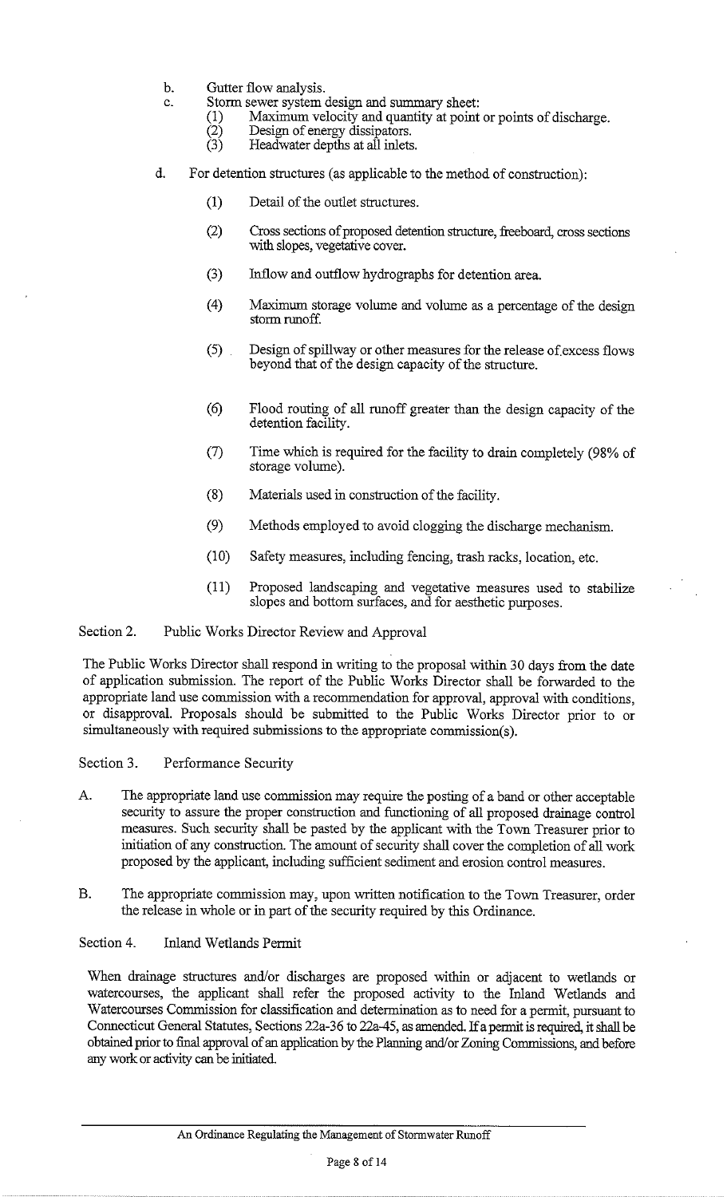b. Gutter flow analysis.

c. Storm sewer system design and summary sheet:
   (1) Maximum velocity and quantity at point or points of discharge.
   (2) Design of energy dissipators.
   (3) Headwater depths at all inlets.

d. For detention structures (as applicable to the method of construction):

   (1) Detail of the outlet structures.

   (2) Cross sections of proposed detention structure, freeboard, cross sections with slopes, vegetative cover.

   (3) Inflow and outflow hydrographs for detention area.

   (4) Maximum storage volume and volume as a percentage of the design storm runoff.

   (5) Design of spillway or other measures for the release of excess flows beyond that of the design capacity of the structure.

   (6) Flood routing of all runoff greater than the design capacity of the detention facility.

   (7) Time which is required for the facility to drain completely (98% of storage volume).

   (8) Materials used in construction of the facility.

   (9) Methods employed to avoid clogging the discharge mechanism.

   (10) Safety measures, including fencing, trash racks, location, etc.

   (11) Proposed landscaping and vegetative measures used to stabilize slopes and bottom surfaces, and for aesthetic purposes.

## Section 2. Public Works Director Review and Approval

The Public Works Director shall respond in writing to the proposal within 30 days from the date of application submission. The report of the Public Works Director shall be forwarded to the appropriate land use commission with a recommendation for approval, approval with conditions, or disapproval. Proposals should be submitted to the Public Works Director prior to or simultaneously with required submissions to the appropriate commission(s).

## Section 3. Performance Security

A. The appropriate land use commission may require the posting of a band or other acceptable security to assure the proper construction and functioning of all proposed drainage control measures. Such security shall be pasted by the applicant with the Town Treasurer prior to initiation of any construction. The amount of security shall cover the completion of all work proposed by the applicant, including sufficient sediment and erosion control measures.

B. The appropriate commission may, upon written notification to the Town Treasurer, order the release in whole or in part of the security required by this Ordinance.

## Section 4. Inland Wetlands Permit

When drainage structures and/or discharges are proposed within or adjacent to wetlands or watercourses, the applicant shall refer the proposed activity to the Inland Wetlands and Watercourses Commission for classification and determination as to need for a permit, pursuant to Connecticut General Statutes, Sections 22a-36 to 22a-45, as amended. If a permit is required, it shall be obtained prior to final approval of an application by the Planning and/or Zoning Commissions, and before any work or activity can be initiated.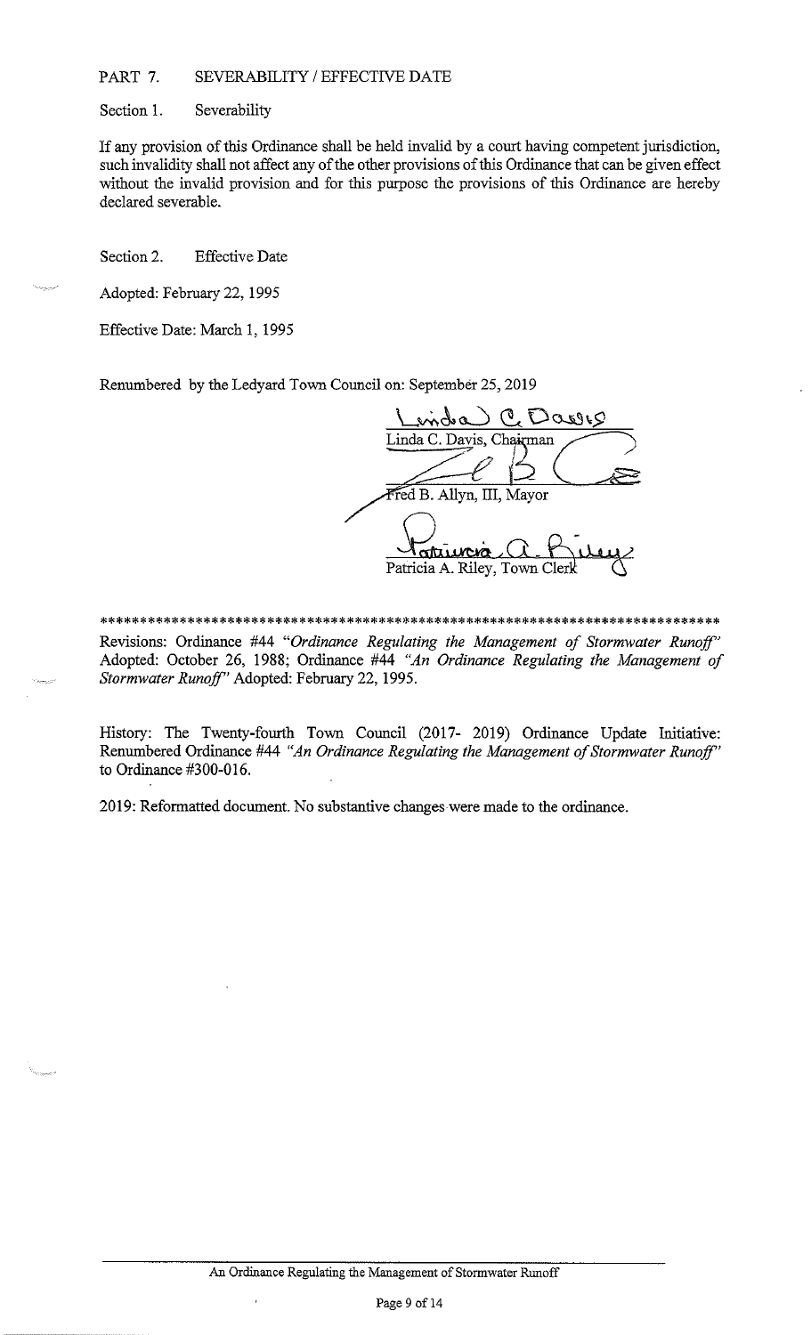## PART 7. SEVERABILITY / EFFECTIVE DATE

### Section 1. Severability

If any provision of this Ordinance shall be held invalid by a court having competent jurisdiction, such invalidity shall not affect any of the other provisions of this Ordinance that can be given effect without the invalid provision and for this purpose the provisions of this Ordinance are hereby declared severable.

### Section 2. Effective Date

Adopted: February 22, 1995

Effective Date: March 1, 1995

Renumbered by the Ledyard Town Council on: September 25, 2019

Linda C. Davis, Chairman

Fred B. Allyn, III, Mayor

Patricia A. Riley, Town Clerk

********************************************************************************

Revisions: Ordinance #44 *"Ordinance Regulating the Management of Stormwater Runoff"* Adopted: October 26, 1988; Ordinance #44 *"An Ordinance Regulating the Management of Stormwater Runoff"* Adopted: February 22, 1995.

History: The Twenty-fourth Town Council (2017- 2019) Ordinance Update Initiative: Renumbered Ordinance #44 *"An Ordinance Regulating the Management of Stormwater Runoff"* to Ordinance #300-016.

2019: Reformatted document. No substantive changes were made to the ordinance.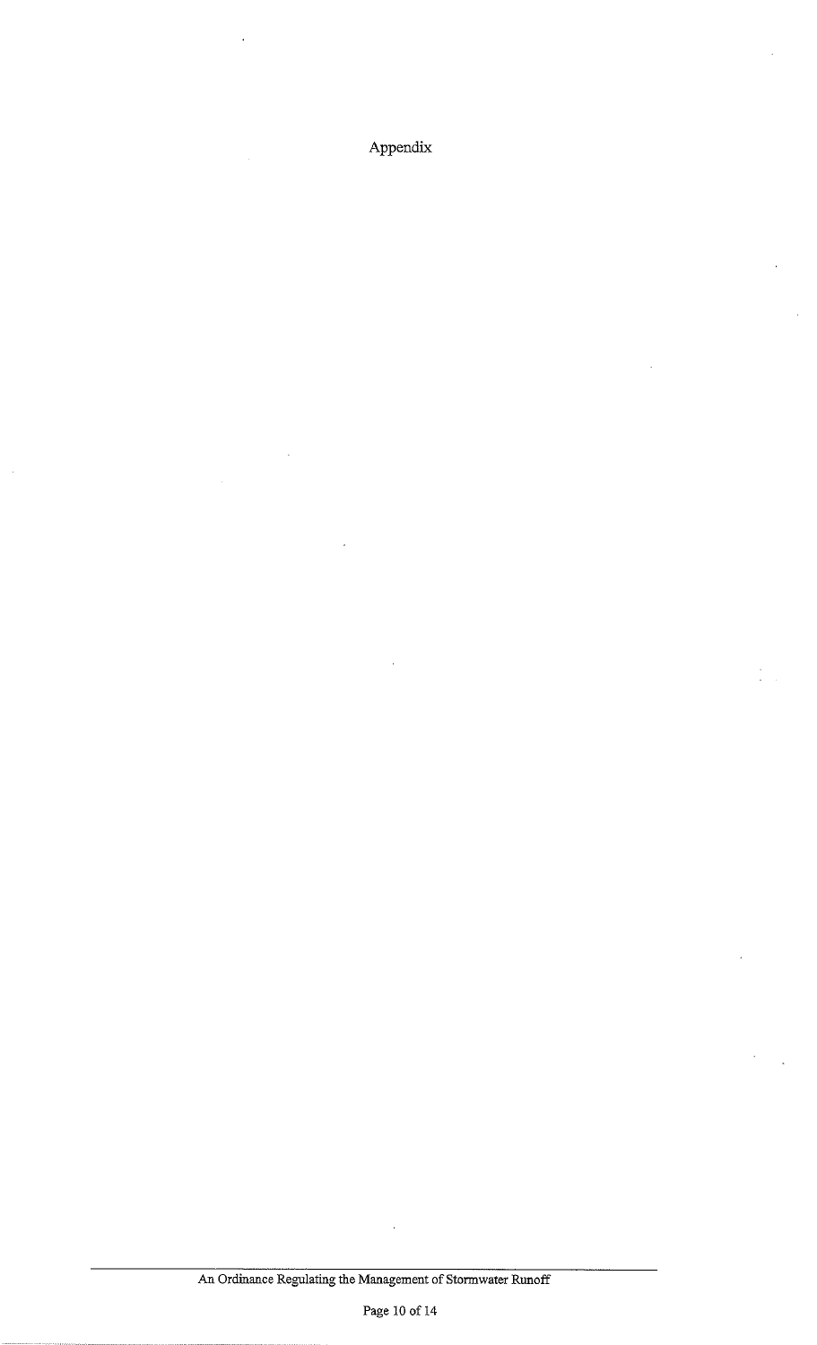# Appendix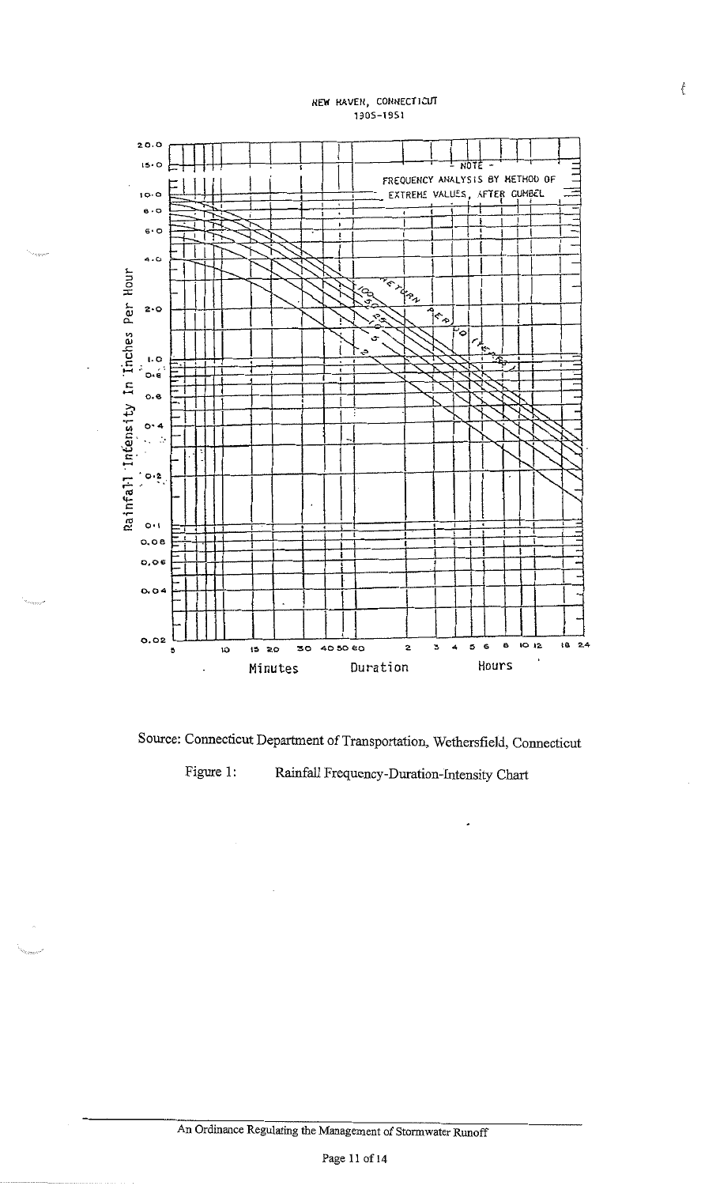NEW HAVEN, CONNECTICUT
1905-1951

NOTE -
FREQUENCY ANALYSIS BY METHOD OF EXTREME VALUES, AFTER GUMBEL

RETURN PERIOD
100
50
25
10
5
2

Rainfall Intensity In Inches Per Hour

20.0
15.0
10.0
8.0
6.0
4.0
2.0
1.0
0.8
0.6
0.4
0.2
0.1
0.08
0.06
0.04
0.02

5 10 15 20 30 40 50 60 2 3 4 5 6 8 10 12 18 24

Minutes Duration Hours

Source: Connecticut Department of Transportation, Wethersfield, Connecticut

Figure 1: Rainfall Frequency-Duration-Intensity Chart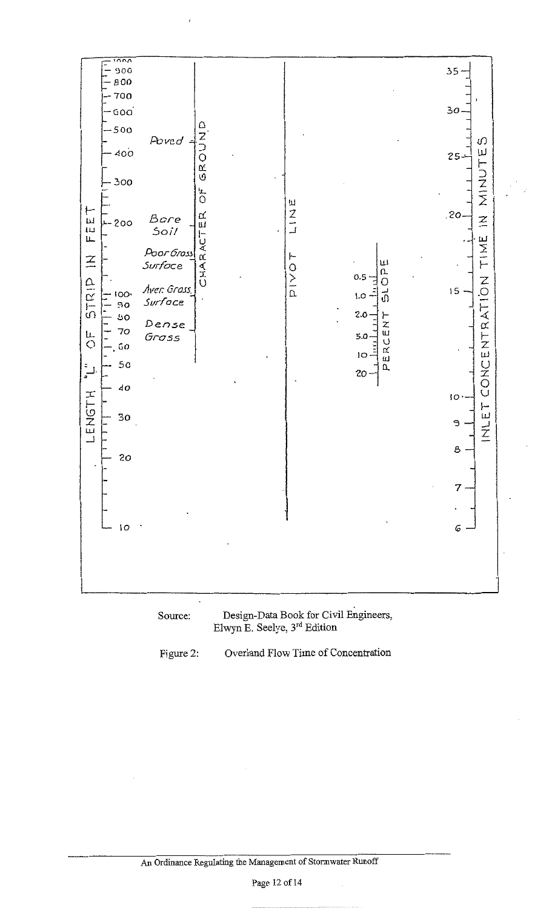LENGTH "L" OF STRIP IN FEET

1000
900
800
700
600
500
400
300
200
100
90
80
70
60
50
40
30
20
10

CHARACTER OF GROUND

Paved
Bare Soil
Poor Grass Surface
Aver. Grass Surface
Dense Grass

PIVOT LINE

PERCENT SLOPE

0.5
1.0
2.0
5.0
10
20

INLET CONCENTRATION TIME IN MINUTES

35
30
25
20
15
10
9
8
7
6

Source: Design-Data Book for Civil Engineers, Elwyn E. Seelye, 3rd Edition

Figure 2: Overland Flow Time of Concentration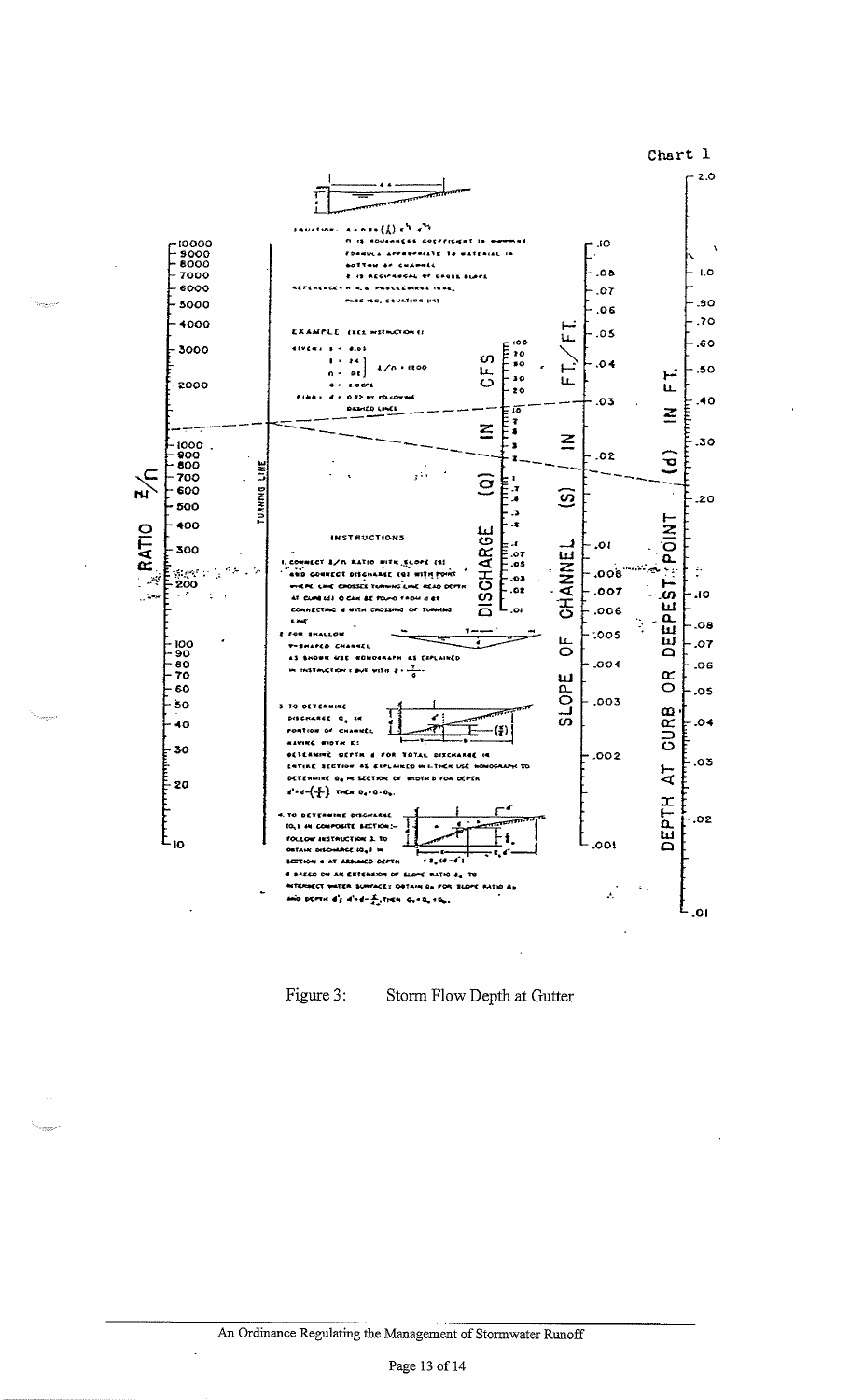Chart 1

EQUATION: $Q = 0.56 \left(\frac{z}{n}\right) S^{1/2} d^{8/3}$

n IS ROUGHNESS COEFFICIENT IN MANNING FORMULA APPROPRIATE TO MATERIAL IN BOTTOM OF CHANNEL

z IS RECIPROCAL OF CROSS SLOPE

REFERENCE: H. R. B. PROCEEDINGS 1946, PAGE 150, EQUATION (14)

EXAMPLE (SEE INSTRUCTION 1)

GIVEN: S = 0.03
z = 24
n = .02
z/n = 1200
Q = 2.0 CFS

FIND: d = 0.22 BY FOLLOWING DASHED LINES

INSTRUCTIONS

1. CONNECT z/n RATIO WITH SLOPE (S) AND CONNECT DISCHARGE (Q) WITH POINT WHERE LINE CROSSES TURNING LINE. READ DEPTH AT CURB (d). Q CAN BE FOUND FROM d BY CONNECTING d WITH CROSSING OF TURNING LINE.

2. FOR SHALLOW V-SHAPED CHANNEL AS SHOWN USE NOMOGRAPH AS EXPLAINED IN INSTRUCTION 1 BUT WITH $z = \frac{T}{d}$

3. TO DETERMINE DISCHARGE $Q_x$ IN PORTION OF CHANNEL HAVING WIDTH x: DETERMINE DEPTH d FOR TOTAL DISCHARGE IN ENTIRE SECTION AS EXPLAINED IN 1. THEN USE NOMOGRAPH TO DETERMINE $Q_b$ IN SECTION OF WIDTH b FOR DEPTH $d' = d - \left(\frac{x}{z}\right)$ THEN $Q_x = Q - Q_b$

4. TO DETERMINE DISCHARGE $(Q_s)$ IN COMPOSITE SECTION:- FOLLOW INSTRUCTION 2. TO OBTAIN DISCHARGE $(Q_a)$ IN SECTION a AT ASSUMED DEPTH $d$. BASED ON AN EXTENSION OF SLOPE RATIO $z_a$ TO INTERSECT WATER SURFACE; OBTAIN $Q_b$ FOR SLOPE RATIO $z_b$ AND DEPTH $d'_b = d - \frac{x}{z_a}$, THEN $Q_s = Q_a + Q_b$.

RATIO z/n: 10000, 9000, 8000, 7000, 6000, 5000, 4000, 3000, 2000, 1000, 900, 800, 700, 600, 500, 400, 300, 200, 100, 90, 80, 70, 60, 50, 40, 30, 20, 10

TURNING LINE

DISCHARGE (Q) IN CFS: 100, 80, 50, 30, 20, 10, 8, 5, 3, 2, 1, .8, .5, .3, .2, .1, .07, .05, .03, .02, .01

SLOPE OF CHANNEL (S) IN FT./FT.: .10, .08, .07, .06, .05, .04, .03, .02, .01, .008, .007, .006, .005, .004, .003, .002, .001

DEPTH AT CURB OR DEEPEST POINT (d) IN FT.: 2.0, 1.0, .90, .70, .60, .50, .40, .30, .20, .10, .08, .07, .06, .05, .04, .03, .02, .01

Figure 3: Storm Flow Depth at Gutter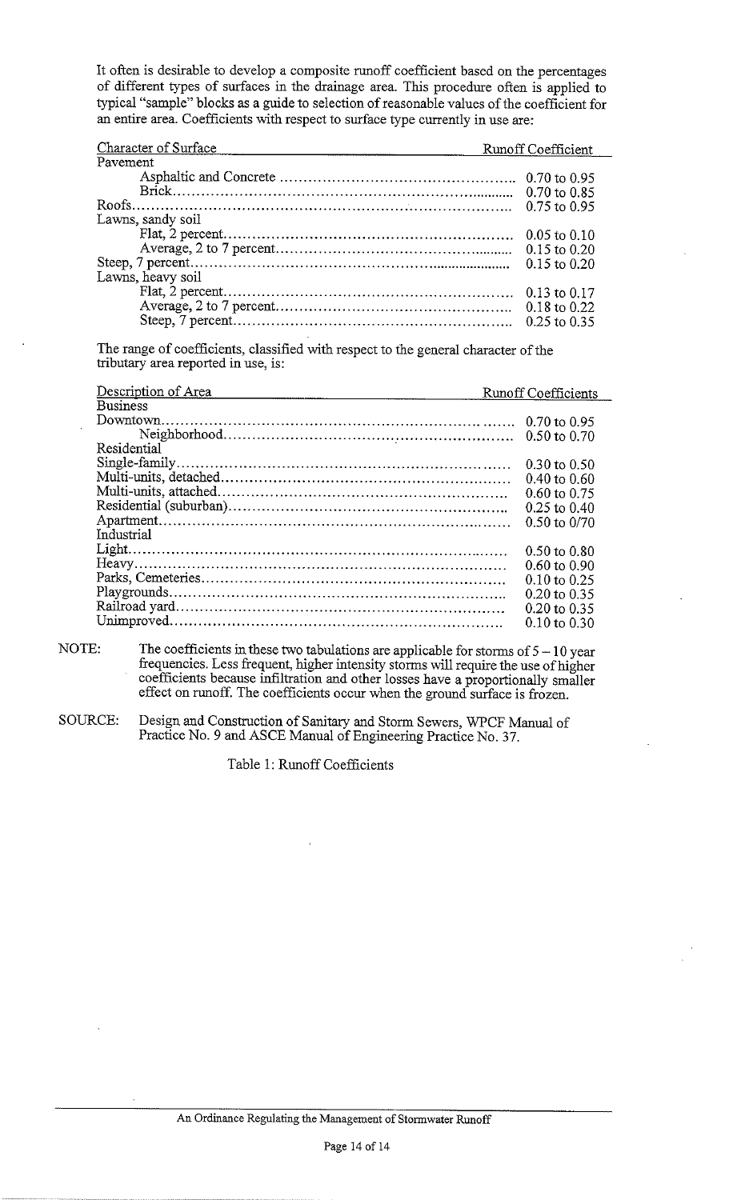It often is desirable to develop a composite runoff coefficient based on the percentages of different types of surfaces in the drainage area. This procedure often is applied to typical "sample" blocks as a guide to selection of reasonable values of the coefficient for an entire area. Coefficients with respect to surface type currently in use are:

| Character of Surface | Runoff Coefficient |
|---|---|
| Pavement | |
| Asphaltic and Concrete | 0.70 to 0.95 |
| Brick | 0.70 to 0.85 |
| Roofs | 0.75 to 0.95 |
| Lawns, sandy soil | |
| Flat, 2 percent | 0.05 to 0.10 |
| Average, 2 to 7 percent | 0.15 to 0.20 |
| Steep, 7 percent | 0.15 to 0.20 |
| Lawns, heavy soil | |
| Flat, 2 percent | 0.13 to 0.17 |
| Average, 2 to 7 percent | 0.18 to 0.22 |
| Steep, 7 percent | 0.25 to 0.35 |

The range of coefficients, classified with respect to the general character of the tributary area reported in use, is:

| Description of Area | Runoff Coefficients |
|---|---|
| Business | |
| Downtown | 0.70 to 0.95 |
| Neighborhood | 0.50 to 0.70 |
| Residential | |
| Single-family | 0.30 to 0.50 |
| Multi-units, detached | 0.40 to 0.60 |
| Multi-units, attached | 0.60 to 0.75 |
| Residential (suburban) | 0.25 to 0.40 |
| Apartment | 0.50 to 0/70 |
| Industrial | |
| Light | 0.50 to 0.80 |
| Heavy | 0.60 to 0.90 |
| Parks, Cemeteries | 0.10 to 0.25 |
| Playgrounds | 0.20 to 0.35 |
| Railroad yard | 0.20 to 0.35 |
| Unimproved | 0.10 to 0.30 |

NOTE: The coefficients in these two tabulations are applicable for storms of 5 – 10 year frequencies. Less frequent, higher intensity storms will require the use of higher coefficients because infiltration and other losses have a proportionally smaller effect on runoff. The coefficients occur when the ground surface is frozen.

SOURCE: Design and Construction of Sanitary and Storm Sewers, WPCF Manual of Practice No. 9 and ASCE Manual of Engineering Practice No. 37.

Table 1: Runoff Coefficients